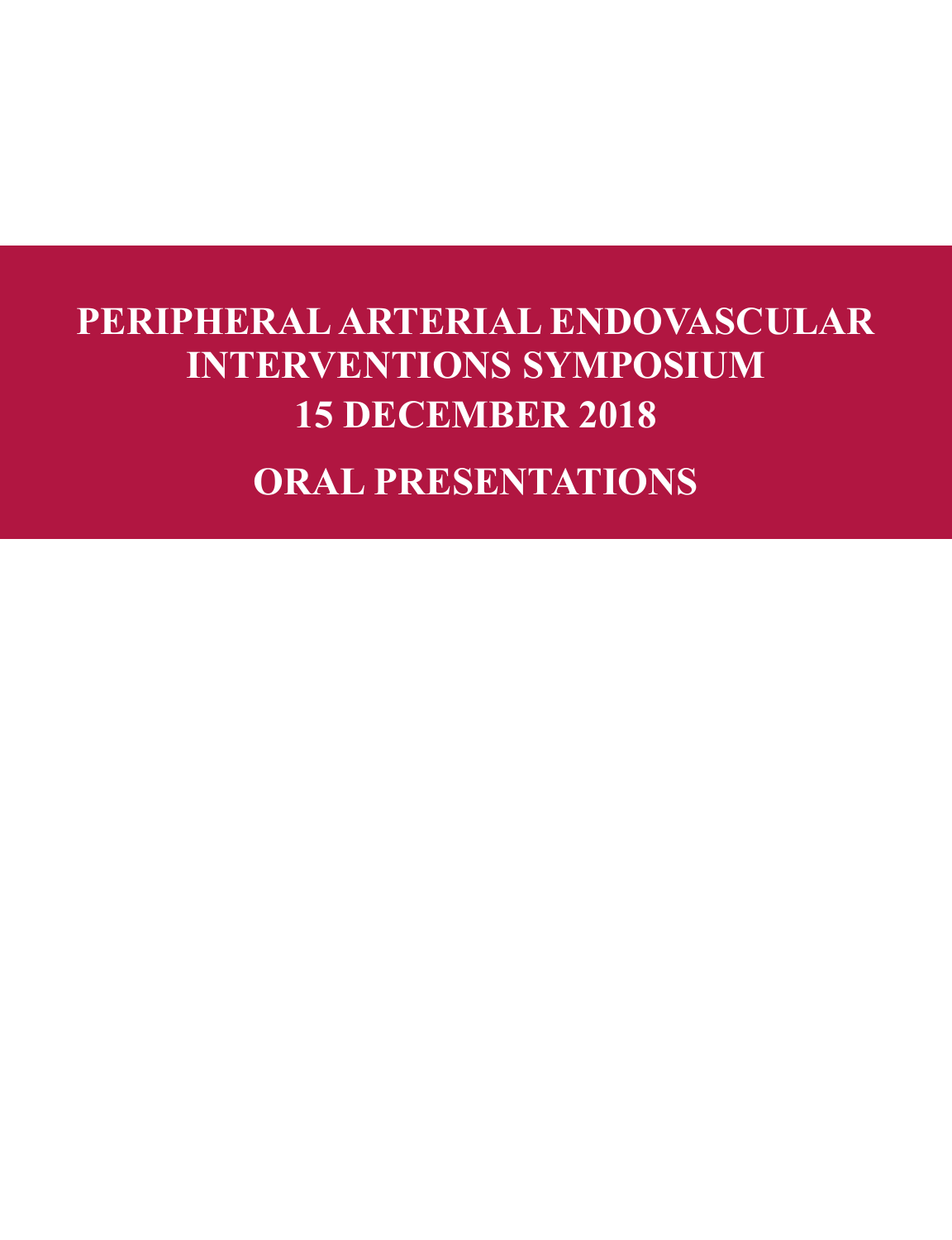# PERIPHERAL ARTERIAL ENDOVASCULAR INTERVENTIONS SYMPOSIUM

# 15 DECEMBER 2018

# ORAL PRESENTATIONS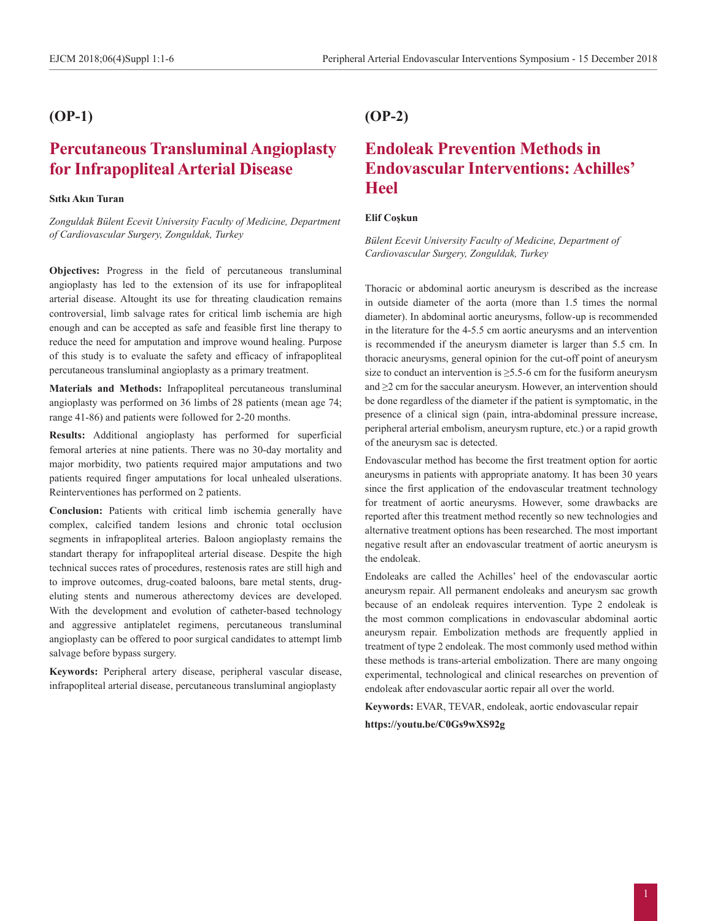## (OP-1)

# Percutaneous Transluminal Angioplasty for Infrapopliteal Arterial Disease

**Sıtkı Akın Turan**

*Zonguldak Bülent Ecevit University Faculty of Medicine, Department of Cardiovascular Surgery, Zonguldak, Turkey*

**Objectives:** Progress in the field of percutaneous transluminal angioplasty has led to the extension of its use for infrapopliteal arterial disease. Altought its use for threating claudication remains controversial, limb salvage rates for critical limb ischemia are high enough and can be accepted as safe and feasible first line therapy to reduce the need for amputation and improve wound healing. Purpose of this study is to evaluate the safety and efficacy of infrapopliteal percutaneous transluminal angioplasty as a primary treatment.

**Materials and Methods:** Infrapopliteal percutaneous transluminal angioplasty was performed on 36 limbs of 28 patients (mean age 74; range 41-86) and patients were followed for 2-20 months.

**Results:** Additional angioplasty has performed for superficial femoral arteries at nine patients. There was no 30-day mortality and major morbidity, two patients required major amputations and two patients required finger amputations for local unhealed ulserations. Reinterventiones has performed on 2 patients.

**Conclusion:** Patients with critical limb ischemia generally have complex, calcified tandem lesions and chronic total occlusion segments in infrapopliteal arteries. Baloon angioplasty remains the standart therapy for infrapopliteal arterial disease. Despite the high technical succes rates of procedures, restenosis rates are still high and to improve outcomes, drug-coated baloons, bare metal stents, drug-eluting stents and numerous atherectomy devices are developed. With the development and evolution of catheter-based technology and aggressive antiplatelet regimens, percutaneous transluminal angioplasty can be offered to poor surgical candidates to attempt limb salvage before bypass surgery.

**Keywords:** Peripheral artery disease, peripheral vascular disease, infrapopliteal arterial disease, percutaneous transluminal angioplasty

## (OP-2)

# Endoleak Prevention Methods in Endovascular Interventions: Achilles' Heel

**Elif Coşkun**

*Bülent Ecevit University Faculty of Medicine, Department of Cardiovascular Surgery, Zonguldak, Turkey*

Thoracic or abdominal aortic aneurysm is described as the increase in outside diameter of the aorta (more than 1.5 times the normal diameter). In abdominal aortic aneurysms, follow-up is recommended in the literature for the 4-5.5 cm aortic aneurysms and an intervention is recommended if the aneurysm diameter is larger than 5.5 cm. In thoracic aneurysms, general opinion for the cut-off point of aneurysm size to conduct an intervention is ≥5.5-6 cm for the fusiform aneurysm and ≥2 cm for the saccular aneurysm. However, an intervention should be done regardless of the diameter if the patient is symptomatic, in the presence of a clinical sign (pain, intra-abdominal pressure increase, peripheral arterial embolism, aneurysm rupture, etc.) or a rapid growth of the aneurysm sac is detected.

Endovascular method has become the first treatment option for aortic aneurysms in patients with appropriate anatomy. It has been 30 years since the first application of the endovascular treatment technology for treatment of aortic aneurysms. However, some drawbacks are reported after this treatment method recently so new technologies and alternative treatment options has been researched. The most important negative result after an endovascular treatment of aortic aneurysm is the endoleak.

Endoleaks are called the Achilles' heel of the endovascular aortic aneurysm repair. All permanent endoleaks and aneurysm sac growth because of an endoleak requires intervention. Type 2 endoleak is the most common complications in endovascular abdominal aortic aneurysm repair. Embolization methods are frequently applied in treatment of type 2 endoleak. The most commonly used method within these methods is trans-arterial embolization. There are many ongoing experimental, technological and clinical researches on prevention of endoleak after endovascular aortic repair all over the world.

**Keywords:** EVAR, TEVAR, endoleak, aortic endovascular repair

**https://youtu.be/C0Gs9wXS92g**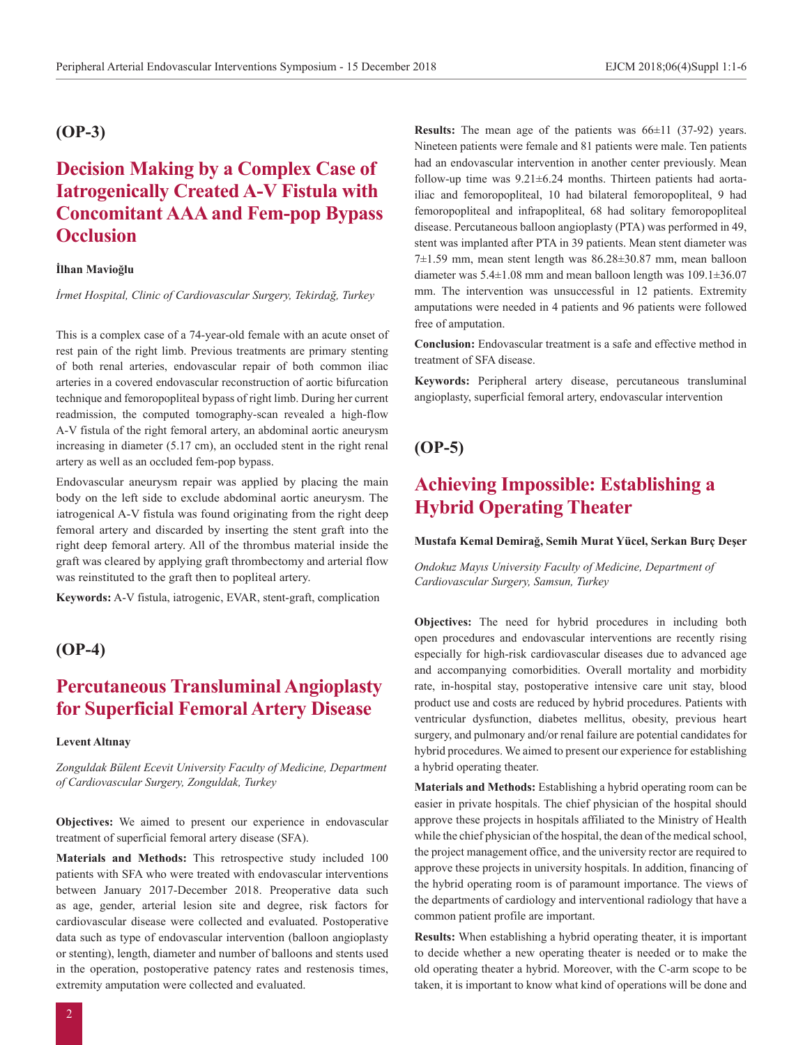## (OP-3)

# Decision Making by a Complex Case of Iatrogenically Created A-V Fistula with Concomitant AAA and Fem-pop Bypass Occlusion

**İlhan Mavioğlu**

*İrmet Hospital, Clinic of Cardiovascular Surgery, Tekirdağ, Turkey*

This is a complex case of a 74-year-old female with an acute onset of rest pain of the right limb. Previous treatments are primary stenting of both renal arteries, endovascular repair of both common iliac arteries in a covered endovascular reconstruction of aortic bifurcation technique and femoropopliteal bypass of right limb. During her current readmission, the computed tomography-scan revealed a high-flow A-V fistula of the right femoral artery, an abdominal aortic aneurysm increasing in diameter (5.17 cm), an occluded stent in the right renal artery as well as an occluded fem-pop bypass.

Endovascular aneurysm repair was applied by placing the main body on the left side to exclude abdominal aortic aneurysm. The iatrogenical A-V fistula was found originating from the right deep femoral artery and discarded by inserting the stent graft into the right deep femoral artery. All of the thrombus material inside the graft was cleared by applying graft thrombectomy and arterial flow was reinstituted to the graft then to popliteal artery.

**Keywords:** A-V fistula, iatrogenic, EVAR, stent-graft, complication

## (OP-4)

# Percutaneous Transluminal Angioplasty for Superficial Femoral Artery Disease

**Levent Altınay**

*Zonguldak Bülent Ecevit University Faculty of Medicine, Department of Cardiovascular Surgery, Zonguldak, Turkey*

**Objectives:** We aimed to present our experience in endovascular treatment of superficial femoral artery disease (SFA).

**Materials and Methods:** This retrospective study included 100 patients with SFA who were treated with endovascular interventions between January 2017-December 2018. Preoperative data such as age, gender, arterial lesion site and degree, risk factors for cardiovascular disease were collected and evaluated. Postoperative data such as type of endovascular intervention (balloon angioplasty or stenting), length, diameter and number of balloons and stents used in the operation, postoperative patency rates and restenosis times, extremity amputation were collected and evaluated.

**Results:** The mean age of the patients was 66±11 (37-92) years. Nineteen patients were female and 81 patients were male. Ten patients had an endovascular intervention in another center previously. Mean follow-up time was 9.21±6.24 months. Thirteen patients had aorta-iliac and femoropopliteal, 10 had bilateral femoropopliteal, 9 had femoropopliteal and infrapopliteal, 68 had solitary femoropopliteal disease. Percutaneous balloon angioplasty (PTA) was performed in 49, stent was implanted after PTA in 39 patients. Mean stent diameter was 7±1.59 mm, mean stent length was 86.28±30.87 mm, mean balloon diameter was 5.4±1.08 mm and mean balloon length was 109.1±36.07 mm. The intervention was unsuccessful in 12 patients. Extremity amputations were needed in 4 patients and 96 patients were followed free of amputation.

**Conclusion:** Endovascular treatment is a safe and effective method in treatment of SFA disease.

**Keywords:** Peripheral artery disease, percutaneous transluminal angioplasty, superficial femoral artery, endovascular intervention

## (OP-5)

# Achieving Impossible: Establishing a Hybrid Operating Theater

**Mustafa Kemal Demirağ, Semih Murat Yücel, Serkan Burç Deşer**

*Ondokuz Mayıs University Faculty of Medicine, Department of Cardiovascular Surgery, Samsun, Turkey*

**Objectives:** The need for hybrid procedures in including both open procedures and endovascular interventions are recently rising especially for high-risk cardiovascular diseases due to advanced age and accompanying comorbidities. Overall mortality and morbidity rate, in-hospital stay, postoperative intensive care unit stay, blood product use and costs are reduced by hybrid procedures. Patients with ventricular dysfunction, diabetes mellitus, obesity, previous heart surgery, and pulmonary and/or renal failure are potential candidates for hybrid procedures. We aimed to present our experience for establishing a hybrid operating theater.

**Materials and Methods:** Establishing a hybrid operating room can be easier in private hospitals. The chief physician of the hospital should approve these projects in hospitals affiliated to the Ministry of Health while the chief physician of the hospital, the dean of the medical school, the project management office, and the university rector are required to approve these projects in university hospitals. In addition, financing of the hybrid operating room is of paramount importance. The views of the departments of cardiology and interventional radiology that have a common patient profile are important.

**Results:** When establishing a hybrid operating theater, it is important to decide whether a new operating theater is needed or to make the old operating theater a hybrid. Moreover, with the C-arm scope to be taken, it is important to know what kind of operations will be done and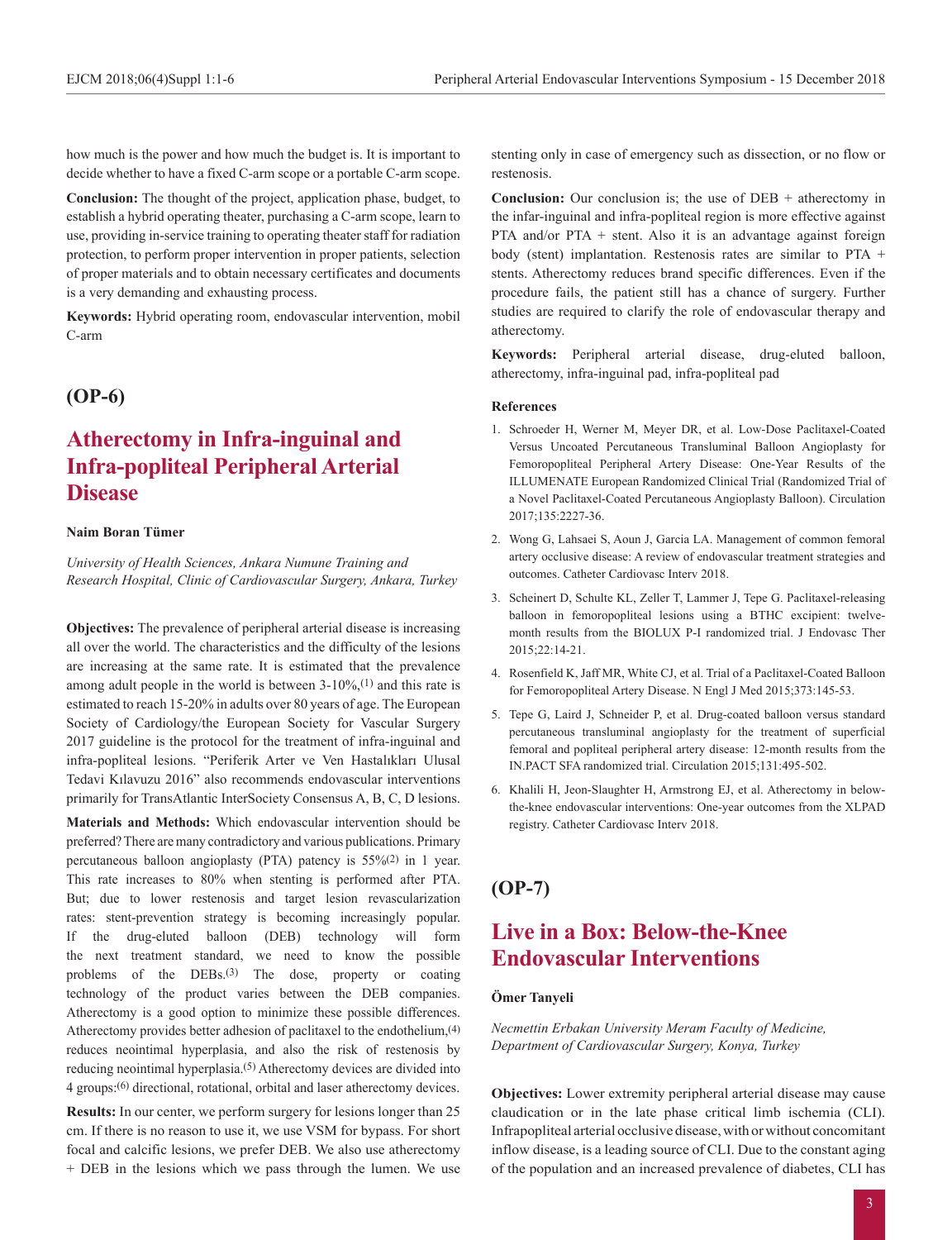how much is the power and how much the budget is. It is important to decide whether to have a fixed C-arm scope or a portable C-arm scope.

**Conclusion:** The thought of the project, application phase, budget, to establish a hybrid operating theater, purchasing a C-arm scope, learn to use, providing in-service training to operating theater staff for radiation protection, to perform proper intervention in proper patients, selection of proper materials and to obtain necessary certificates and documents is a very demanding and exhausting process.

**Keywords:** Hybrid operating room, endovascular intervention, mobil C-arm

## (OP-6)

# Atherectomy in Infra-inguinal and Infra-popliteal Peripheral Arterial Disease

**Naim Boran Tümer**

*University of Health Sciences, Ankara Numune Training and Research Hospital, Clinic of Cardiovascular Surgery, Ankara, Turkey*

**Objectives:** The prevalence of peripheral arterial disease is increasing all over the world. The characteristics and the difficulty of the lesions are increasing at the same rate. It is estimated that the prevalence among adult people in the world is between 3-10%,[1] and this rate is estimated to reach 15-20% in adults over 80 years of age. The European Society of Cardiology/the European Society for Vascular Surgery 2017 guideline is the protocol for the treatment of infra-inguinal and infra-popliteal lesions. "Periferik Arter ve Ven Hastalıkları Ulusal Tedavi Kılavuzu 2016" also recommends endovascular interventions primarily for TransAtlantic InterSociety Consensus A, B, C, D lesions.

**Materials and Methods:** Which endovascular intervention should be preferred? There are many contradictory and various publications. Primary percutaneous balloon angioplasty (PTA) patency is 55%[2] in 1 year. This rate increases to 80% when stenting is performed after PTA. But; due to lower restenosis and target lesion revascularization rates: stent-prevention strategy is becoming increasingly popular. If the drug-eluted balloon (DEB) technology will form the next treatment standard, we need to know the possible problems of the DEBs.[3] The dose, property or coating technology of the product varies between the DEB companies. Atherectomy is a good option to minimize these possible differences. Atherectomy provides better adhesion of paclitaxel to the endothelium,[4] reduces neointimal hyperplasia, and also the risk of restenosis by reducing neointimal hyperplasia.[5] Atherectomy devices are divided into 4 groups:[6] directional, rotational, orbital and laser atherectomy devices.

**Results:** In our center, we perform surgery for lesions longer than 25 cm. If there is no reason to use it, we use VSM for bypass. For short focal and calcific lesions, we prefer DEB. We also use atherectomy + DEB in the lesions which we pass through the lumen. We use stenting only in case of emergency such as dissection, or no flow or restenosis.

**Conclusion:** Our conclusion is; the use of DEB + atherectomy in the infar-inguinal and infra-popliteal region is more effective against PTA and/or PTA + stent. Also it is an advantage against foreign body (stent) implantation. Restenosis rates are similar to PTA + stents. Atherectomy reduces brand specific differences. Even if the procedure fails, the patient still has a chance of surgery. Further studies are required to clarify the role of endovascular therapy and atherectomy.

**Keywords:** Peripheral arterial disease, drug-eluted balloon, atherectomy, infra-inguinal pad, infra-popliteal pad

**References**

1. Schroeder H, Werner M, Meyer DR, et al. Low-Dose Paclitaxel-Coated Versus Uncoated Percutaneous Transluminal Balloon Angioplasty for Femoropopliteal Peripheral Artery Disease: One-Year Results of the ILLUMENATE European Randomized Clinical Trial (Randomized Trial of a Novel Paclitaxel-Coated Percutaneous Angioplasty Balloon). Circulation 2017;135:2227-36.
2. Wong G, Lahsaei S, Aoun J, Garcia LA. Management of common femoral artery occlusive disease: A review of endovascular treatment strategies and outcomes. Catheter Cardiovasc Interv 2018.
3. Scheinert D, Schulte KL, Zeller T, Lammer J, Tepe G. Paclitaxel-releasing balloon in femoropopliteal lesions using a BTHC excipient: twelve-month results from the BIOLUX P-I randomized trial. J Endovasc Ther 2015;22:14-21.
4. Rosenfield K, Jaff MR, White CJ, et al. Trial of a Paclitaxel-Coated Balloon for Femoropopliteal Artery Disease. N Engl J Med 2015;373:145-53.
5. Tepe G, Laird J, Schneider P, et al. Drug-coated balloon versus standard percutaneous transluminal angioplasty for the treatment of superficial femoral and popliteal peripheral artery disease: 12-month results from the IN.PACT SFA randomized trial. Circulation 2015;131:495-502.
6. Khalili H, Jeon-Slaughter H, Armstrong EJ, et al. Atherectomy in below-the-knee endovascular interventions: One-year outcomes from the XLPAD registry. Catheter Cardiovasc Interv 2018.

## (OP-7)

# Live in a Box: Below-the-Knee Endovascular Interventions

**Ömer Tanyeli**

*Necmettin Erbakan University Meram Faculty of Medicine, Department of Cardiovascular Surgery, Konya, Turkey*

**Objectives:** Lower extremity peripheral arterial disease may cause claudication or in the late phase critical limb ischemia (CLI). Infrapopliteal arterial occlusive disease, with or without concomitant inflow disease, is a leading source of CLI. Due to the constant aging of the population and an increased prevalence of diabetes, CLI has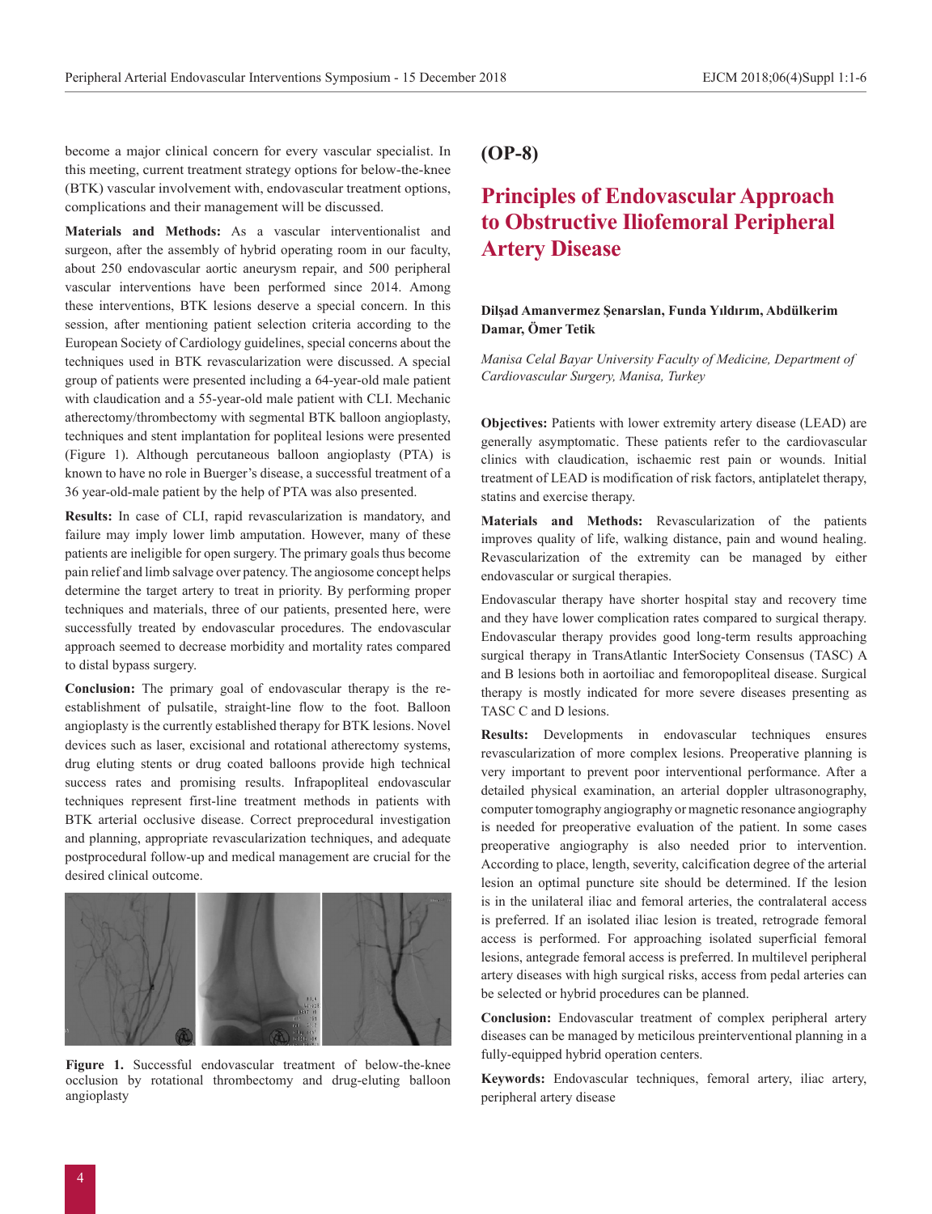become a major clinical concern for every vascular specialist. In this meeting, current treatment strategy options for below-the-knee (BTK) vascular involvement with, endovascular treatment options, complications and their management will be discussed.

**Materials and Methods:** As a vascular interventionalist and surgeon, after the assembly of hybrid operating room in our faculty, about 250 endovascular aortic aneurysm repair, and 500 peripheral vascular interventions have been performed since 2014. Among these interventions, BTK lesions deserve a special concern. In this session, after mentioning patient selection criteria according to the European Society of Cardiology guidelines, special concerns about the techniques used in BTK revascularization were discussed. A special group of patients were presented including a 64-year-old male patient with claudication and a 55-year-old male patient with CLI. Mechanic atherectomy/thrombectomy with segmental BTK balloon angioplasty, techniques and stent implantation for popliteal lesions were presented (Figure 1). Although percutaneous balloon angioplasty (PTA) is known to have no role in Buerger's disease, a successful treatment of a 36 year-old-male patient by the help of PTA was also presented.

**Results:** In case of CLI, rapid revascularization is mandatory, and failure may imply lower limb amputation. However, many of these patients are ineligible for open surgery. The primary goals thus become pain relief and limb salvage over patency. The angiosome concept helps determine the target artery to treat in priority. By performing proper techniques and materials, three of our patients, presented here, were successfully treated by endovascular procedures. The endovascular approach seemed to decrease morbidity and mortality rates compared to distal bypass surgery.

**Conclusion:** The primary goal of endovascular therapy is the re-establishment of pulsatile, straight-line flow to the foot. Balloon angioplasty is the currently established therapy for BTK lesions. Novel devices such as laser, excisional and rotational atherectomy systems, drug eluting stents or drug coated balloons provide high technical success rates and promising results. Infrapopliteal endovascular techniques represent first-line treatment methods in patients with BTK arterial occlusive disease. Correct preprocedural investigation and planning, appropriate revascularization techniques, and adequate postprocedural follow-up and medical management are crucial for the desired clinical outcome.

**Figure 1.** Successful endovascular treatment of below-the-knee occlusion by rotational thrombectomy and drug-eluting balloon angioplasty

## (OP-8)

# Principles of Endovascular Approach to Obstructive Iliofemoral Peripheral Artery Disease

**Dilşad Amanvermez Şenarslan, Funda Yıldırım, Abdülkerim Damar, Ömer Tetik**

*Manisa Celal Bayar University Faculty of Medicine, Department of Cardiovascular Surgery, Manisa, Turkey*

**Objectives:** Patients with lower extremity artery disease (LEAD) are generally asymptomatic. These patients refer to the cardiovascular clinics with claudication, ischaemic rest pain or wounds. Initial treatment of LEAD is modification of risk factors, antiplatelet therapy, statins and exercise therapy.

**Materials and Methods:** Revascularization of the patients improves quality of life, walking distance, pain and wound healing. Revascularization of the extremity can be managed by either endovascular or surgical therapies.

Endovascular therapy have shorter hospital stay and recovery time and they have lower complication rates compared to surgical therapy. Endovascular therapy provides good long-term results approaching surgical therapy in TransAtlantic InterSociety Consensus (TASC) A and B lesions both in aortoiliac and femoropopliteal disease. Surgical therapy is mostly indicated for more severe diseases presenting as TASC C and D lesions.

**Results:** Developments in endovascular techniques ensures revascularization of more complex lesions. Preoperative planning is very important to prevent poor interventional performance. After a detailed physical examination, an arterial doppler ultrasonography, computer tomography angiography or magnetic resonance angiography is needed for preoperative evaluation of the patient. In some cases preoperative angiography is also needed prior to intervention. According to place, length, severity, calcification degree of the arterial lesion an optimal puncture site should be determined. If the lesion is in the unilateral iliac and femoral arteries, the contralateral access is preferred. If an isolated iliac lesion is treated, retrograde femoral access is performed. For approaching isolated superficial femoral lesions, antegrade femoral access is preferred. In multilevel peripheral artery diseases with high surgical risks, access from pedal arteries can be selected or hybrid procedures can be planned.

**Conclusion:** Endovascular treatment of complex peripheral artery diseases can be managed by meticilous preinterventional planning in a fully-equipped hybrid operation centers.

**Keywords:** Endovascular techniques, femoral artery, iliac artery, peripheral artery disease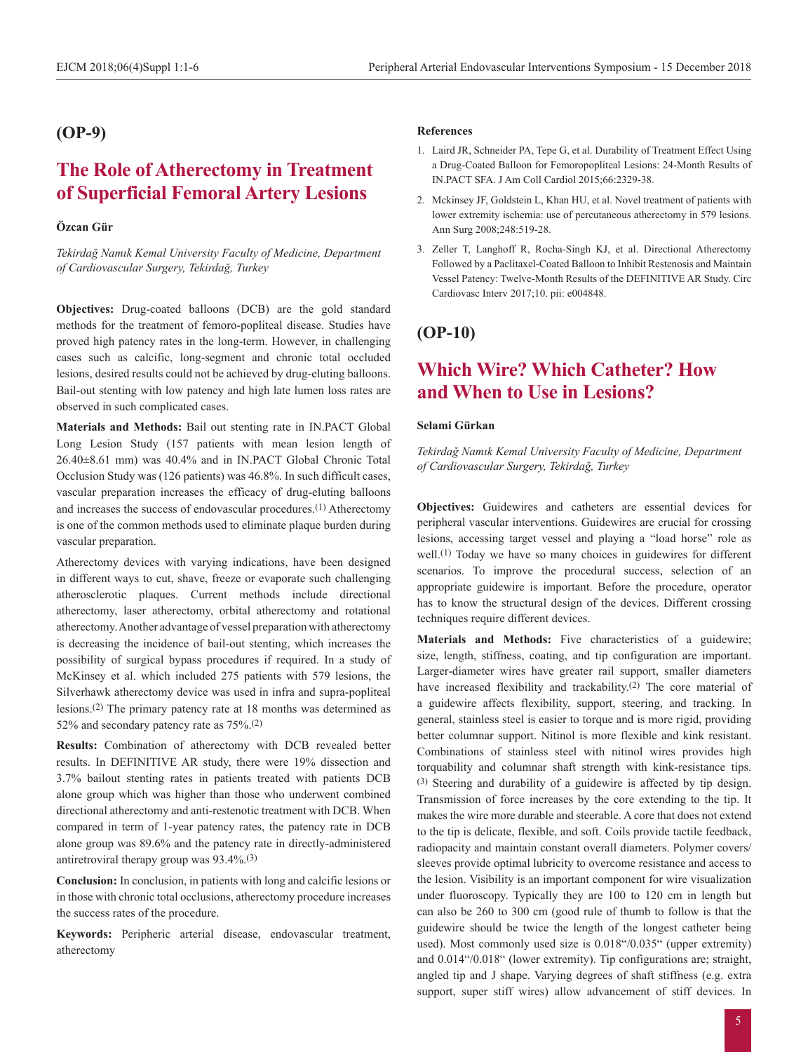## (OP-9)

# The Role of Atherectomy in Treatment of Superficial Femoral Artery Lesions

**Özcan Gür**

*Tekirdağ Namık Kemal University Faculty of Medicine, Department of Cardiovascular Surgery, Tekirdağ, Turkey*

**Objectives:** Drug-coated balloons (DCB) are the gold standard methods for the treatment of femoro-popliteal disease. Studies have proved high patency rates in the long-term. However, in challenging cases such as calcific, long-segment and chronic total occluded lesions, desired results could not be achieved by drug-eluting balloons. Bail-out stenting with low patency and high late lumen loss rates are observed in such complicated cases.

**Materials and Methods:** Bail out stenting rate in IN.PACT Global Long Lesion Study (157 patients with mean lesion length of 26.40±8.61 mm) was 40.4% and in IN.PACT Global Chronic Total Occlusion Study was (126 patients) was 46.8%. In such difficult cases, vascular preparation increases the efficacy of drug-eluting balloons and increases the success of endovascular procedures.[1] Atherectomy is one of the common methods used to eliminate plaque burden during vascular preparation.

Atherectomy devices with varying indications, have been designed in different ways to cut, shave, freeze or evaporate such challenging atherosclerotic plaques. Current methods include directional atherectomy, laser atherectomy, orbital atherectomy and rotational atherectomy. Another advantage of vessel preparation with atherectomy is decreasing the incidence of bail-out stenting, which increases the possibility of surgical bypass procedures if required. In a study of McKinsey et al. which included 275 patients with 579 lesions, the Silverhawk atherectomy device was used in infra and supra-popliteal lesions.[2] The primary patency rate at 18 months was determined as 52% and secondary patency rate as 75%.[2]

**Results:** Combination of atherectomy with DCB revealed better results. In DEFINITIVE AR study, there were 19% dissection and 3.7% bailout stenting rates in patients treated with patients DCB alone group which was higher than those who underwent combined directional atherectomy and anti-restenotic treatment with DCB. When compared in term of 1-year patency rates, the patency rate in DCB alone group was 89.6% and the patency rate in directly-administered antiretroviral therapy group was 93.4%.[3]

**Conclusion:** In conclusion, in patients with long and calcific lesions or in those with chronic total occlusions, atherectomy procedure increases the success rates of the procedure.

**Keywords:** Peripheric arterial disease, endovascular treatment, atherectomy

**References**

1. Laird JR, Schneider PA, Tepe G, et al. Durability of Treatment Effect Using a Drug-Coated Balloon for Femoropopliteal Lesions: 24-Month Results of IN.PACT SFA. J Am Coll Cardiol 2015;66:2329-38.
2. Mckinsey JF, Goldstein L, Khan HU, et al. Novel treatment of patients with lower extremity ischemia: use of percutaneous atherectomy in 579 lesions. Ann Surg 2008;248:519-28.
3. Zeller T, Langhoff R, Rocha-Singh KJ, et al. Directional Atherectomy Followed by a Paclitaxel-Coated Balloon to Inhibit Restenosis and Maintain Vessel Patency: Twelve-Month Results of the DEFINITIVE AR Study. Circ Cardiovasc Interv 2017;10. pii: e004848.

## (OP-10)

# Which Wire? Which Catheter? How and When to Use in Lesions?

**Selami Gürkan**

*Tekirdağ Namık Kemal University Faculty of Medicine, Department of Cardiovascular Surgery, Tekirdağ, Turkey*

**Objectives:** Guidewires and catheters are essential devices for peripheral vascular interventions. Guidewires are crucial for crossing lesions, accessing target vessel and playing a "load horse" role as well.[1] Today we have so many choices in guidewires for different scenarios. To improve the procedural success, selection of an appropriate guidewire is important. Before the procedure, operator has to know the structural design of the devices. Different crossing techniques require different devices.

**Materials and Methods:** Five characteristics of a guidewire; size, length, stiffness, coating, and tip configuration are important. Larger-diameter wires have greater rail support, smaller diameters have increased flexibility and trackability.[2] The core material of a guidewire affects flexibility, support, steering, and tracking. In general, stainless steel is easier to torque and is more rigid, providing better columnar support. Nitinol is more flexible and kink resistant. Combinations of stainless steel with nitinol wires provides high torquability and columnar shaft strength with kink-resistance tips.[3] Steering and durability of a guidewire is affected by tip design. Transmission of force increases by the core extending to the tip. It makes the wire more durable and steerable. A core that does not extend to the tip is delicate, flexible, and soft. Coils provide tactile feedback, radiopacity and maintain constant overall diameters. Polymer covers/sleeves provide optimal lubricity to overcome resistance and access to the lesion. Visibility is an important component for wire visualization under fluoroscopy. Typically they are 100 to 120 cm in length but can also be 260 to 300 cm (good rule of thumb to follow is that the guidewire should be twice the length of the longest catheter being used). Most commonly used size is 0.018"/0.035" (upper extremity) and 0.014"/0.018" (lower extremity). Tip configurations are; straight, angled tip and J shape. Varying degrees of shaft stiffness (e.g. extra support, super stiff wires) allow advancement of stiff devices. In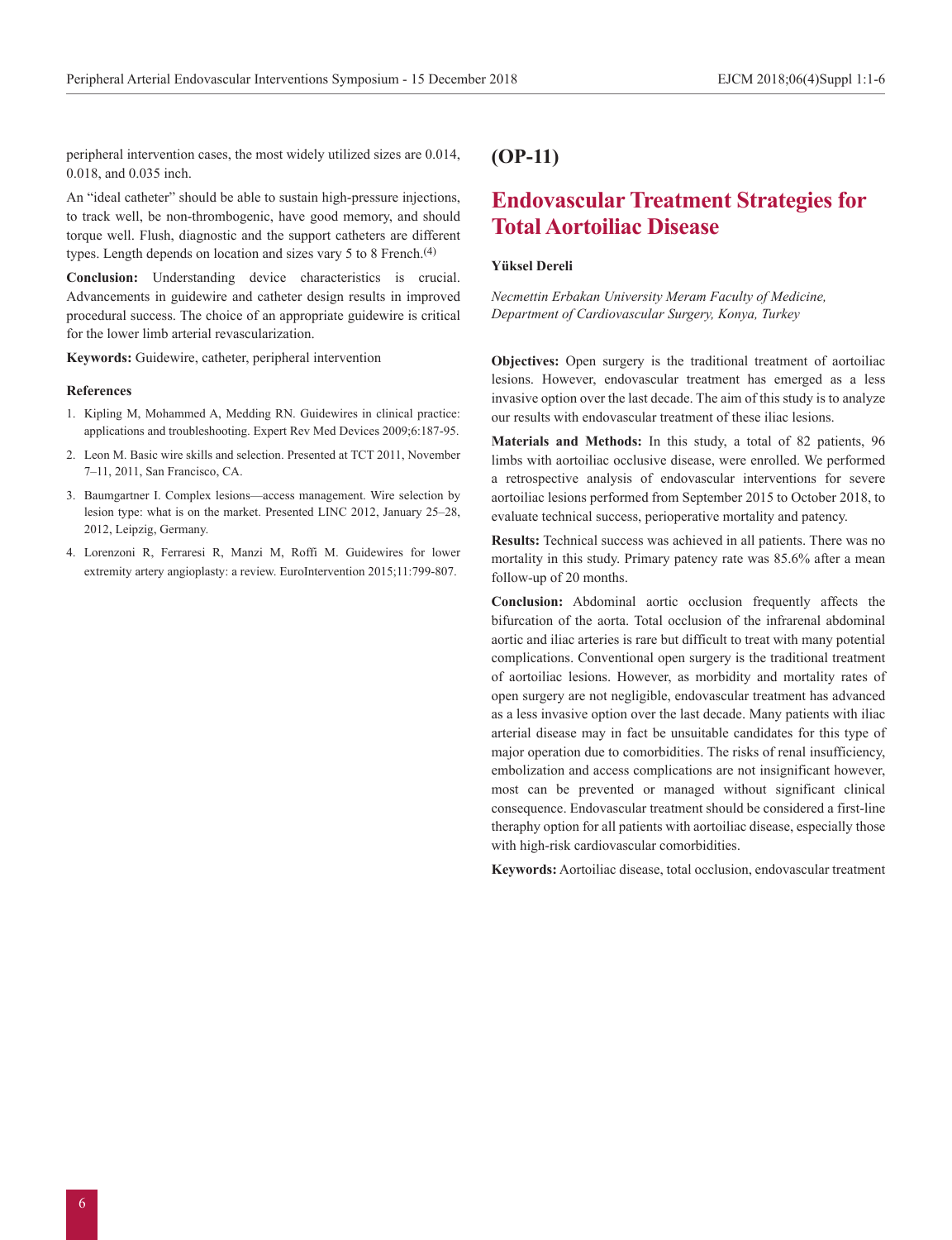peripheral intervention cases, the most widely utilized sizes are 0.014, 0.018, and 0.035 inch.

An "ideal catheter" should be able to sustain high-pressure injections, to track well, be non-thrombogenic, have good memory, and should torque well. Flush, diagnostic and the support catheters are different types. Length depends on location and sizes vary 5 to 8 French.[4]

**Conclusion:** Understanding device characteristics is crucial. Advancements in guidewire and catheter design results in improved procedural success. The choice of an appropriate guidewire is critical for the lower limb arterial revascularization.

**Keywords:** Guidewire, catheter, peripheral intervention

### References

1. Kipling M, Mohammed A, Medding RN. Guidewires in clinical practice: applications and troubleshooting. Expert Rev Med Devices 2009;6:187-95.
2. Leon M. Basic wire skills and selection. Presented at TCT 2011, November 7–11, 2011, San Francisco, CA.
3. Baumgartner I. Complex lesions—access management. Wire selection by lesion type: what is on the market. Presented LINC 2012, January 25–28, 2012, Leipzig, Germany.
4. Lorenzoni R, Ferraresi R, Manzi M, Roffi M. Guidewires for lower extremity artery angioplasty: a review. EuroIntervention 2015;11:799-807.

## (OP-11)

# Endovascular Treatment Strategies for Total Aortoiliac Disease

**Yüksel Dereli**

*Necmettin Erbakan University Meram Faculty of Medicine, Department of Cardiovascular Surgery, Konya, Turkey*

**Objectives:** Open surgery is the traditional treatment of aortoiliac lesions. However, endovascular treatment has emerged as a less invasive option over the last decade. The aim of this study is to analyze our results with endovascular treatment of these iliac lesions.

**Materials and Methods:** In this study, a total of 82 patients, 96 limbs with aortoiliac occlusive disease, were enrolled. We performed a retrospective analysis of endovascular interventions for severe aortoiliac lesions performed from September 2015 to October 2018, to evaluate technical success, perioperative mortality and patency.

**Results:** Technical success was achieved in all patients. There was no mortality in this study. Primary patency rate was 85.6% after a mean follow-up of 20 months.

**Conclusion:** Abdominal aortic occlusion frequently affects the bifurcation of the aorta. Total occlusion of the infrarenal abdominal aortic and iliac arteries is rare but difficult to treat with many potential complications. Conventional open surgery is the traditional treatment of aortoiliac lesions. However, as morbidity and mortality rates of open surgery are not negligible, endovascular treatment has advanced as a less invasive option over the last decade. Many patients with iliac arterial disease may in fact be unsuitable candidates for this type of major operation due to comorbidities. The risks of renal insufficiency, embolization and access complications are not insignificant however, most can be prevented or managed without significant clinical consequence. Endovascular treatment should be considered a first-line theraphy option for all patients with aortoiliac disease, especially those with high-risk cardiovascular comorbidities.

**Keywords:** Aortoiliac disease, total occlusion, endovascular treatment